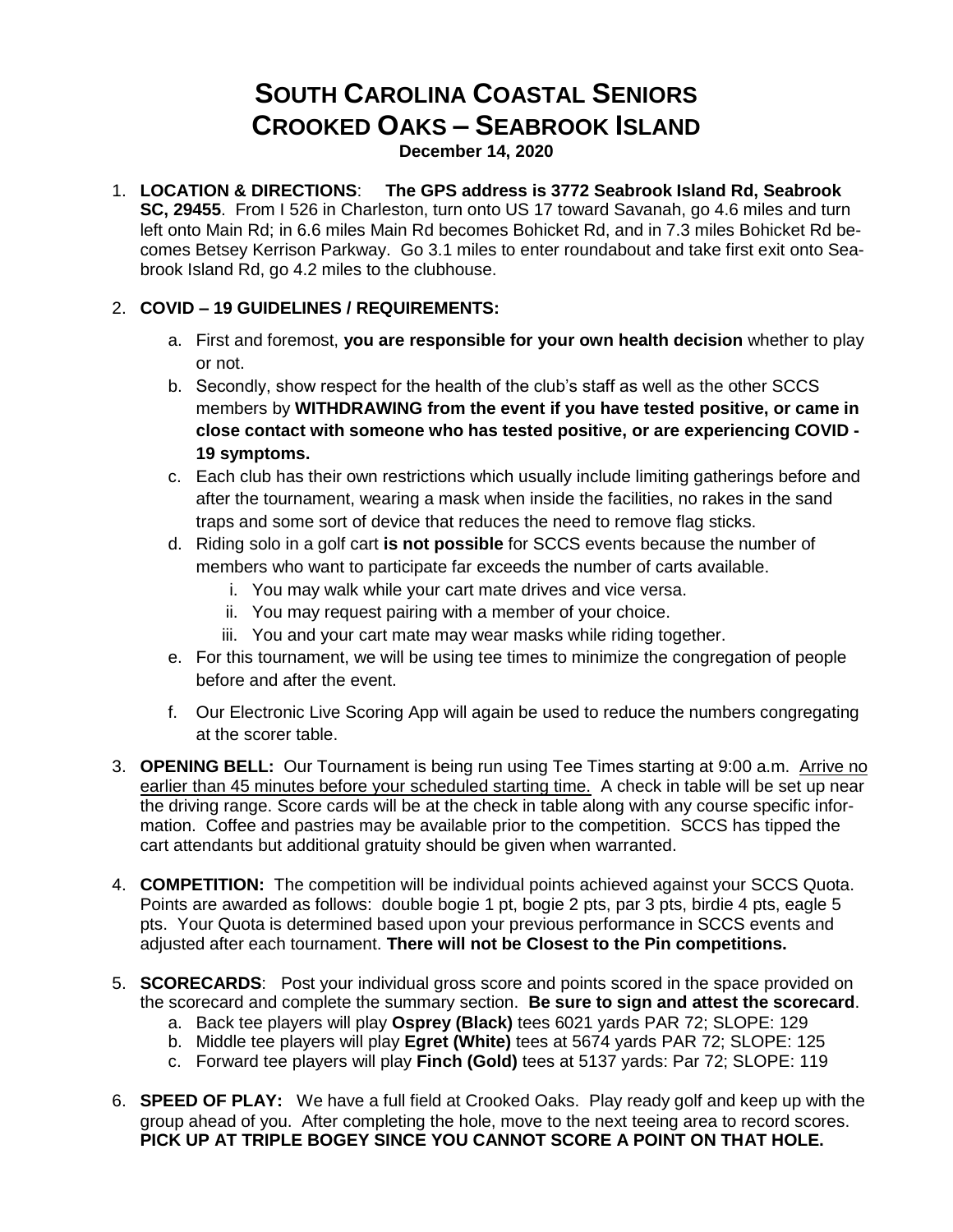# SOUTH CAROLINA COASTAL SENIORS
# CROOKED OAKS – SEABROOK ISLAND

**December 14, 2020**

1. **LOCATION & DIRECTIONS**: **The GPS address is 3772 Seabrook Island Rd, Seabrook SC, 29455**. From I 526 in Charleston, turn onto US 17 toward Savanah, go 4.6 miles and turn left onto Main Rd; in 6.6 miles Main Rd becomes Bohicket Rd, and in 7.3 miles Bohicket Rd becomes Betsey Kerrison Parkway. Go 3.1 miles to enter roundabout and take first exit onto Seabrook Island Rd, go 4.2 miles to the clubhouse.

2. **COVID – 19 GUIDELINES / REQUIREMENTS:**
   a. First and foremost, **you are responsible for your own health decision** whether to play or not.
   b. Secondly, show respect for the health of the club's staff as well as the other SCCS members by **WITHDRAWING from the event if you have tested positive, or came in close contact with someone who has tested positive, or are experiencing COVID - 19 symptoms.**
   c. Each club has their own restrictions which usually include limiting gatherings before and after the tournament, wearing a mask when inside the facilities, no rakes in the sand traps and some sort of device that reduces the need to remove flag sticks.
   d. Riding solo in a golf cart **is not possible** for SCCS events because the number of members who want to participate far exceeds the number of carts available.
      i. You may walk while your cart mate drives and vice versa.
      ii. You may request pairing with a member of your choice.
      iii. You and your cart mate may wear masks while riding together.
   e. For this tournament, we will be using tee times to minimize the congregation of people before and after the event.
   f. Our Electronic Live Scoring App will again be used to reduce the numbers congregating at the scorer table.

3. **OPENING BELL:** Our Tournament is being run using Tee Times starting at 9:00 a.m. Arrive no earlier than 45 minutes before your scheduled starting time. A check in table will be set up near the driving range. Score cards will be at the check in table along with any course specific information. Coffee and pastries may be available prior to the competition. SCCS has tipped the cart attendants but additional gratuity should be given when warranted.

4. **COMPETITION:** The competition will be individual points achieved against your SCCS Quota. Points are awarded as follows: double bogie 1 pt, bogie 2 pts, par 3 pts, birdie 4 pts, eagle 5 pts. Your Quota is determined based upon your previous performance in SCCS events and adjusted after each tournament. **There will not be Closest to the Pin competitions.**

5. **SCORECARDS**: Post your individual gross score and points scored in the space provided on the scorecard and complete the summary section. **Be sure to sign and attest the scorecard**.
   a. Back tee players will play **Osprey (Black)** tees 6021 yards PAR 72; SLOPE: 129
   b. Middle tee players will play **Egret (White)** tees at 5674 yards PAR 72; SLOPE: 125
   c. Forward tee players will play **Finch (Gold)** tees at 5137 yards: Par 72; SLOPE: 119

6. **SPEED OF PLAY:** We have a full field at Crooked Oaks. Play ready golf and keep up with the group ahead of you. After completing the hole, move to the next teeing area to record scores. **PICK UP AT TRIPLE BOGEY SINCE YOU CANNOT SCORE A POINT ON THAT HOLE.**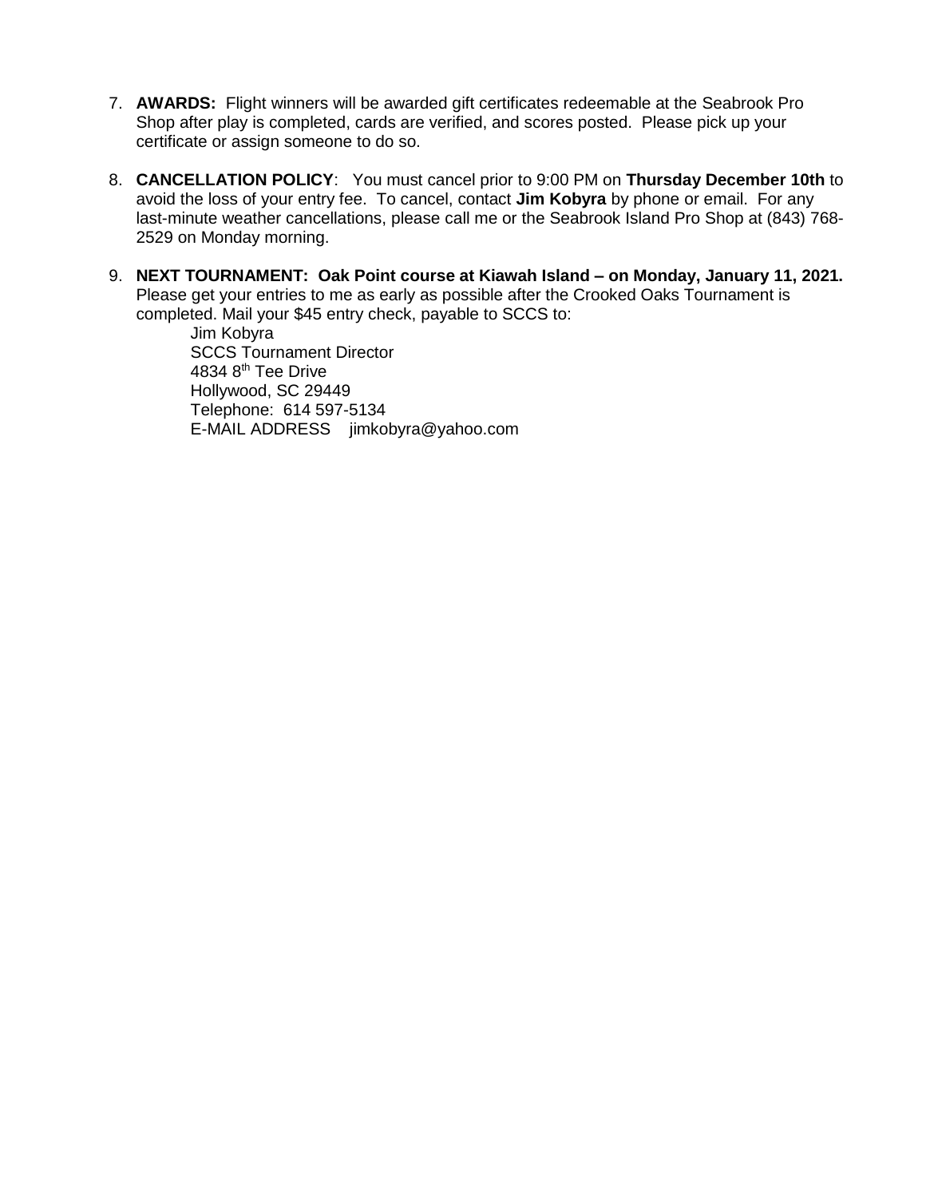7. **AWARDS:** Flight winners will be awarded gift certificates redeemable at the Seabrook Pro Shop after play is completed, cards are verified, and scores posted. Please pick up your certificate or assign someone to do so.

8. **CANCELLATION POLICY**: You must cancel prior to 9:00 PM on **Thursday December 10th** to avoid the loss of your entry fee. To cancel, contact **Jim Kobyra** by phone or email. For any last-minute weather cancellations, please call me or the Seabrook Island Pro Shop at (843) 768-2529 on Monday morning.

9. **NEXT TOURNAMENT: Oak Point course at Kiawah Island – on Monday, January 11, 2021.** Please get your entries to me as early as possible after the Crooked Oaks Tournament is completed. Mail your $45 entry check, payable to SCCS to:

   Jim Kobyra
   SCCS Tournament Director
   4834 8th Tee Drive
   Hollywood, SC 29449
   Telephone: 614 597-5134
   E-MAIL ADDRESS jimkobyra@yahoo.com